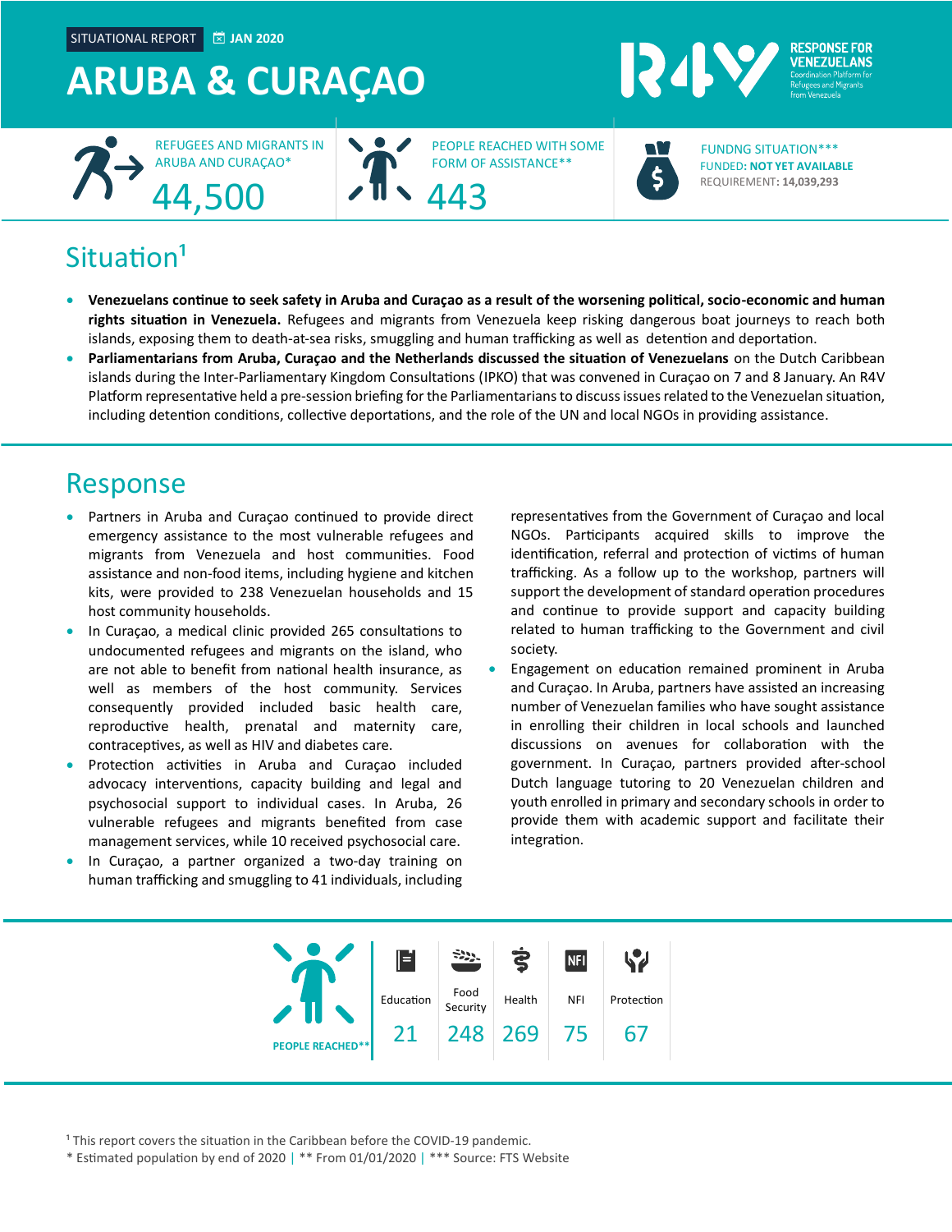SITUATIONAL REPORT JAN 2020

# ARUBA & CURAÇAO

RESPONSE FOR VENEZUELANS
Coordination Platform for Refugees and Migrants from Venezuela

REFUGEES AND MIGRANTS IN ARUBA AND CURAÇAO*
**44,500**

PEOPLE REACHED WITH SOME FORM OF ASSISTANCE**
**443**

FUNDNG SITUATION***
FUNDED: **NOT YET AVAILABLE**
REQUIREMENT: **14,039,293**

## Situation[1]

- **Venezuelans continue to seek safety in Aruba and Curaçao as a result of the worsening political, socio-economic and human rights situation in Venezuela.** Refugees and migrants from Venezuela keep risking dangerous boat journeys to reach both islands, exposing them to death-at-sea risks, smuggling and human trafficking as well as detention and deportation.
- **Parliamentarians from Aruba, Curaçao and the Netherlands discussed the situation of Venezuelans** on the Dutch Caribbean islands during the Inter-Parliamentary Kingdom Consultations (IPKO) that was convened in Curaçao on 7 and 8 January. An R4V Platform representative held a pre-session briefing for the Parliamentarians to discuss issues related to the Venezuelan situation, including detention conditions, collective deportations, and the role of the UN and local NGOs in providing assistance.

## Response

- Partners in Aruba and Curaçao continued to provide direct emergency assistance to the most vulnerable refugees and migrants from Venezuela and host communities. Food assistance and non-food items, including hygiene and kitchen kits, were provided to 238 Venezuelan households and 15 host community households.
- In Curaçao, a medical clinic provided 265 consultations to undocumented refugees and migrants on the island, who are not able to benefit from national health insurance, as well as members of the host community. Services consequently provided included basic health care, reproductive health, prenatal and maternity care, contraceptives, as well as HIV and diabetes care.
- Protection activities in Aruba and Curaçao included advocacy interventions, capacity building and legal and psychosocial support to individual cases. In Aruba, 26 vulnerable refugees and migrants benefited from case management services, while 10 received psychosocial care.
- In Curaçao, a partner organized a two-day training on human trafficking and smuggling to 41 individuals, including representatives from the Government of Curaçao and local NGOs. Participants acquired skills to improve the identification, referral and protection of victims of human trafficking. As a follow up to the workshop, partners will support the development of standard operation procedures and continue to provide support and capacity building related to human trafficking to the Government and civil society.
- Engagement on education remained prominent in Aruba and Curaçao. In Aruba, partners have assisted an increasing number of Venezuelan families who have sought assistance in enrolling their children in local schools and launched discussions on avenues for collaboration with the government. In Curaçao, partners provided after-school Dutch language tutoring to 20 Venezuelan children and youth enrolled in primary and secondary schools in order to provide them with academic support and facilitate their integration.

| PEOPLE REACHED** | Education | Food Security | Health | NFI | Protection |
|---|---|---|---|---|---|
| | 21 | 248 | 269 | 75 | 67 |

[1] This report covers the situation in the Caribbean before the COVID-19 pandemic.
* Estimated population by end of 2020 | ** From 01/01/2020 | *** Source: FTS Website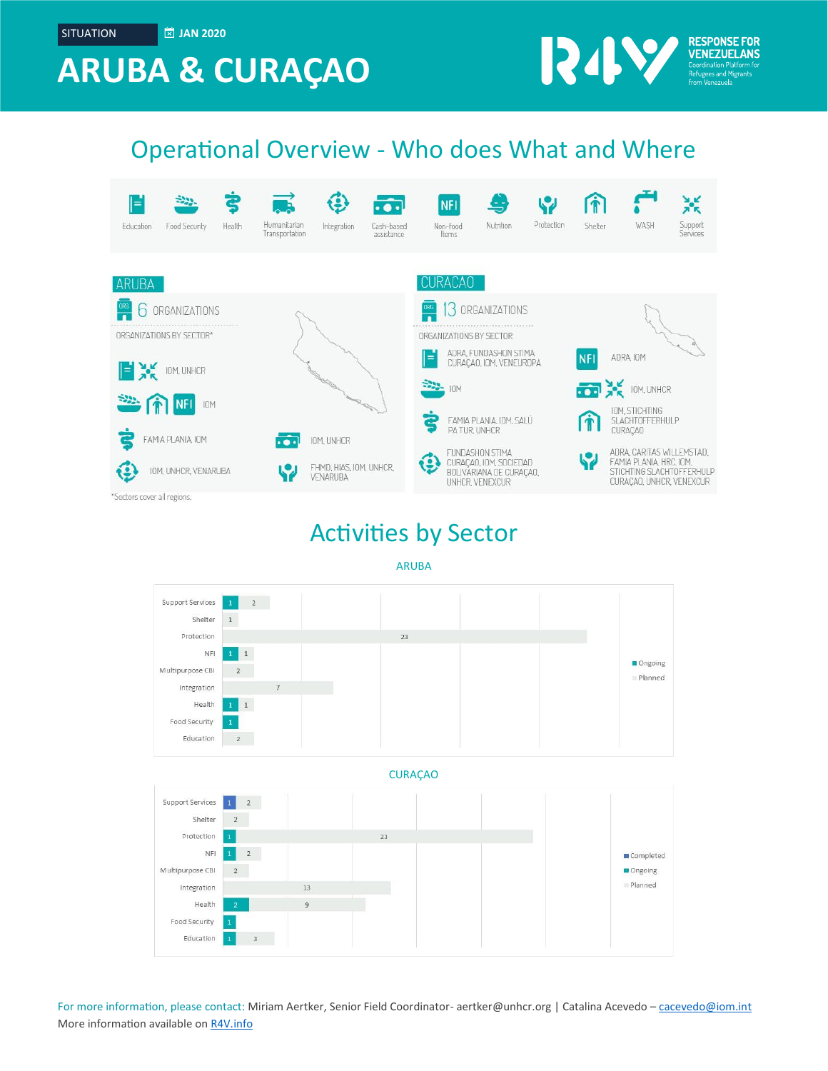SITUATION JAN 2020

# ARUBA & CURAÇAO

RESPONSE FOR VENEZUELANS
Coordination Platform for Refugees and Migrants from Venezuela

## Operational Overview - Who does What and Where

Education · Food Security · Health · Humanitarian Transportation · Integration · Cash-based assistance · Non-food Items · Nutrition · Protection · Shelter · WASH · Support Services

### ARUBA

6 ORGANIZATIONS

ORGANIZATIONS BY SECTOR*

- Education, Support Services: IOM, UNHCR
- Food Security, Shelter, NFI: IOM
- Health: FAMIA PLANIA, IOM
- Cash-based assistance: IOM, UNHCR
- Integration: IOM, UNHCR, VENARUBA
- Protection: FHMD, HIAS, IOM, UNHCR, VENARUBA

*Sectors cover all regions.

### CURACAO

13 ORGANIZATIONS

ORGANIZATIONS BY SECTOR

- Education: ADRA, FUNDASHON STIMA CURAÇAO, IOM, VENEUROPA
- NFI: ADRA, IOM
- Food Security: IOM
- Cash-based assistance, Support Services: IOM, UNHCR
- Health: FAMIA PLANIA, IOM, SALÚ PA TUR, UNHCR
- Shelter: IOM, STICHTING SLACHTOFFERHULP CURAÇAO
- Integration: FUNDASHON STIMA CURAÇAO, IOM, SOCIEDAD BOLIVARIANA DE CURAÇAO, UNHCR, VENEXCUR
- Protection: ADRA, CARITAS WILLEMSTAD, FAMIA PLANIA, HRC, IOM, STICHTING SLACHTOFFERHULP CURAÇAO, UNHCR, VENEXCUR

## Activities by Sector

ARUBA

Support Services 1 2
Shelter 1
Protection 23
NFI 1 1
Multipurpose CBI 2
Integration 7
Health 1 1
Food Security 1
Education 2

Ongoing
Planned

CURAÇAO

Support Services 1 2
Shelter 2
Protection 1 23
NFI 1 2
Multipurpose CBI 2
Integration 13
Health 2 9
Food Security 1
Education 1 3

Completed
Ongoing
Planned

For more information, please contact: Miriam Aertker, Senior Field Coordinator- aertker@unhcr.org | Catalina Acevedo – cacevedo@iom.int
More information available on R4V.info